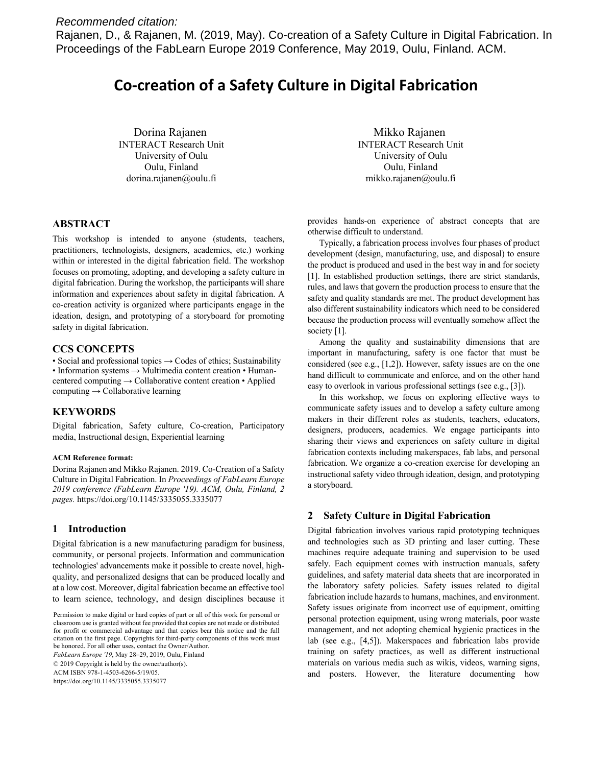*Recommended citation:*

Rajanen, D., & Rajanen, M. (2019, May). Co-creation of a Safety Culture in Digital Fabrication. In Proceedings of the FabLearn Europe 2019 Conference, May 2019, Oulu, Finland. ACM.

# Co-creation of a Safety Culture in Digital Fabrication

Dorina Rajanen
INTERACT Research Unit
University of Oulu
Oulu, Finland
dorina.rajanen@oulu.fi

Mikko Rajanen
INTERACT Research Unit
University of Oulu
Oulu, Finland
mikko.rajanen@oulu.fi

## ABSTRACT

This workshop is intended to anyone (students, teachers, practitioners, technologists, designers, academics, etc.) working within or interested in the digital fabrication field. The workshop focuses on promoting, adopting, and developing a safety culture in digital fabrication. During the workshop, the participants will share information and experiences about safety in digital fabrication. A co-creation activity is organized where participants engage in the ideation, design, and prototyping of a storyboard for promoting safety in digital fabrication.

## CCS CONCEPTS

• Social and professional topics → Codes of ethics; Sustainability • Information systems → Multimedia content creation • Human-centered computing → Collaborative content creation • Applied computing → Collaborative learning

## KEYWORDS

Digital fabrication, Safety culture, Co-creation, Participatory media, Instructional design, Experiential learning

**ACM Reference format:**

Dorina Rajanen and Mikko Rajanen. 2019. Co-Creation of a Safety Culture in Digital Fabrication. In *Proceedings of FabLearn Europe 2019 conference (FabLearn Europe '19). ACM, Oulu, Finland, 2 pages.* https://doi.org/10.1145/3335055.3335077

## 1 Introduction

Digital fabrication is a new manufacturing paradigm for business, community, or personal projects. Information and communication technologies' advancements make it possible to create novel, high-quality, and personalized designs that can be produced locally and at a low cost. Moreover, digital fabrication became an effective tool to learn science, technology, and design disciplines because it provides hands-on experience of abstract concepts that are otherwise difficult to understand.

Typically, a fabrication process involves four phases of product development (design, manufacturing, use, and disposal) to ensure the product is produced and used in the best way in and for society [1]. In established production settings, there are strict standards, rules, and laws that govern the production process to ensure that the safety and quality standards are met. The product development has also different sustainability indicators which need to be considered because the production process will eventually somehow affect the society [1].

Among the quality and sustainability dimensions that are important in manufacturing, safety is one factor that must be considered (see e.g., [1,2]). However, safety issues are on the one hand difficult to communicate and enforce, and on the other hand easy to overlook in various professional settings (see e.g., [3]).

In this workshop, we focus on exploring effective ways to communicate safety issues and to develop a safety culture among makers in their different roles as students, teachers, educators, designers, producers, academics. We engage participants into sharing their views and experiences on safety culture in digital fabrication contexts including makerspaces, fab labs, and personal fabrication. We organize a co-creation exercise for developing an instructional safety video through ideation, design, and prototyping a storyboard.

## 2 Safety Culture in Digital Fabrication

Digital fabrication involves various rapid prototyping techniques and technologies such as 3D printing and laser cutting. These machines require adequate training and supervision to be used safely. Each equipment comes with instruction manuals, safety guidelines, and safety material data sheets that are incorporated in the laboratory safety policies. Safety issues related to digital fabrication include hazards to humans, machines, and environment. Safety issues originate from incorrect use of equipment, omitting personal protection equipment, using wrong materials, poor waste management, and not adopting chemical hygienic practices in the lab (see e.g., [4,5]). Makerspaces and fabrication labs provide training on safety practices, as well as different instructional materials on various media such as wikis, videos, warning signs, and posters. However, the literature documenting how

Permission to make digital or hard copies of part or all of this work for personal or classroom use is granted without fee provided that copies are not made or distributed for profit or commercial advantage and that copies bear this notice and the full citation on the first page. Copyrights for third-party components of this work must be honored. For all other uses, contact the Owner/Author.
*FabLearn Europe '19*, May 28–29, 2019, Oulu, Finland
© 2019 Copyright is held by the owner/author(s).
ACM ISBN 978-1-4503-6266-5/19/05.
https://doi.org/10.1145/3335055.3335077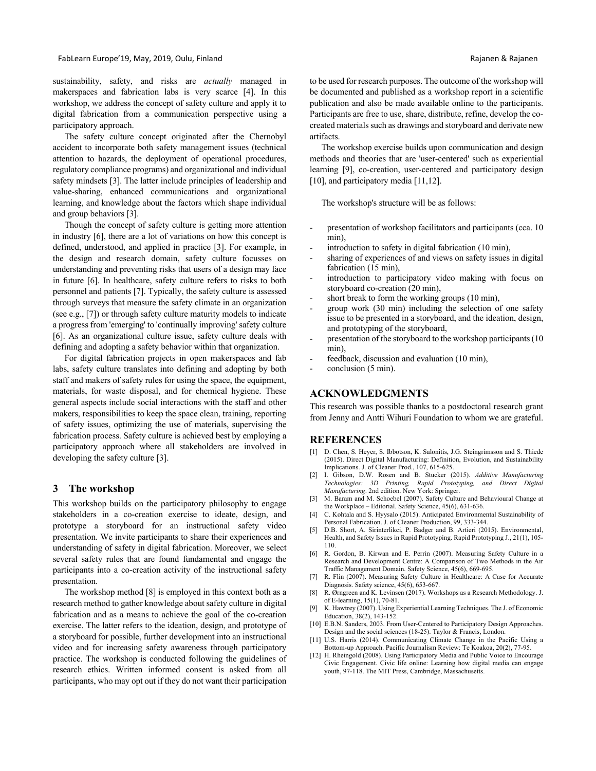sustainability, safety, and risks are *actually* managed in makerspaces and fabrication labs is very scarce [4]. In this workshop, we address the concept of safety culture and apply it to digital fabrication from a communication perspective using a participatory approach.

The safety culture concept originated after the Chernobyl accident to incorporate both safety management issues (technical attention to hazards, the deployment of operational procedures, regulatory compliance programs) and organizational and individual safety mindsets [3]. The latter include principles of leadership and value-sharing, enhanced communications and organizational learning, and knowledge about the factors which shape individual and group behaviors [3].

Though the concept of safety culture is getting more attention in industry [6], there are a lot of variations on how this concept is defined, understood, and applied in practice [3]. For example, in the design and research domain, safety culture focusses on understanding and preventing risks that users of a design may face in future [6]. In healthcare, safety culture refers to risks to both personnel and patients [7]. Typically, the safety culture is assessed through surveys that measure the safety climate in an organization (see e.g., [7]) or through safety culture maturity models to indicate a progress from 'emerging' to 'continually improving' safety culture [6]. As an organizational culture issue, safety culture deals with defining and adopting a safety behavior within that organization.

For digital fabrication projects in open makerspaces and fab labs, safety culture translates into defining and adopting by both staff and makers of safety rules for using the space, the equipment, materials, for waste disposal, and for chemical hygiene. These general aspects include social interactions with the staff and other makers, responsibilities to keep the space clean, training, reporting of safety issues, optimizing the use of materials, supervising the fabrication process. Safety culture is achieved best by employing a participatory approach where all stakeholders are involved in developing the safety culture [3].

## 3 The workshop

This workshop builds on the participatory philosophy to engage stakeholders in a co-creation exercise to ideate, design, and prototype a storyboard for an instructional safety video presentation. We invite participants to share their experiences and understanding of safety in digital fabrication. Moreover, we select several safety rules that are found fundamental and engage the participants into a co-creation activity of the instructional safety presentation.

The workshop method [8] is employed in this context both as a research method to gather knowledge about safety culture in digital fabrication and as a means to achieve the goal of the co-creation exercise. The latter refers to the ideation, design, and prototype of a storyboard for possible, further development into an instructional video and for increasing safety awareness through participatory practice. The workshop is conducted following the guidelines of research ethics. Written informed consent is asked from all participants, who may opt out if they do not want their participation to be used for research purposes. The outcome of the workshop will be documented and published as a workshop report in a scientific publication and also be made available online to the participants. Participants are free to use, share, distribute, refine, develop the co-created materials such as drawings and storyboard and derivate new artifacts.

The workshop exercise builds upon communication and design methods and theories that are 'user-centered' such as experiential learning [9], co-creation, user-centered and participatory design [10], and participatory media [11,12].

The workshop's structure will be as follows:

- presentation of workshop facilitators and participants (cca. 10 min),
- introduction to safety in digital fabrication (10 min),
- sharing of experiences of and views on safety issues in digital fabrication (15 min),
- introduction to participatory video making with focus on storyboard co-creation (20 min),
- short break to form the working groups (10 min),
- group work (30 min) including the selection of one safety issue to be presented in a storyboard, and the ideation, design, and prototyping of the storyboard,
- presentation of the storyboard to the workshop participants (10 min),
- feedback, discussion and evaluation (10 min),
- conclusion (5 min).

## ACKNOWLEDGMENTS

This research was possible thanks to a postdoctoral research grant from Jenny and Antti Wihuri Foundation to whom we are grateful.

## REFERENCES

[1] D. Chen, S. Heyer, S. Ibbotson, K. Salonitis, J.G. Steingrímsson and S. Thiede (2015). Direct Digital Manufacturing: Definition, Evolution, and Sustainability Implications. J. of Cleaner Prod., 107, 615-625.

[2] I. Gibson, D.W. Rosen and B. Stucker (2015). *Additive Manufacturing Technologies: 3D Printing, Rapid Prototyping, and Direct Digital Manufacturing*. 2nd edition. New York: Springer.

[3] M. Baram and M. Schoebel (2007). Safety Culture and Behavioural Change at the Workplace – Editorial. Safety Science, 45(6), 631-636.

[4] C. Kohtala and S. Hyysalo (2015). Anticipated Environmental Sustainability of Personal Fabrication. J. of Cleaner Production, 99, 333-344.

[5] D.B. Short, A. Sirinterlikci, P. Badger and B. Artieri (2015). Environmental, Health, and Safety Issues in Rapid Prototyping. Rapid Prototyping J., 21(1), 105-110.

[6] R. Gordon, B. Kirwan and E. Perrin (2007). Measuring Safety Culture in a Research and Development Centre: A Comparison of Two Methods in the Air Traffic Management Domain. Safety Science, 45(6), 669-695.

[7] R. Flin (2007). Measuring Safety Culture in Healthcare: A Case for Accurate Diagnosis. Safety science, 45(6), 653-667.

[8] R. Ørngreen and K. Levinsen (2017). Workshops as a Research Methodology. J. of E-learning, 15(1), 70-81.

[9] K. Hawtrey (2007). Using Experiential Learning Techniques. The J. of Economic Education, 38(2), 143-152.

[10] E.B.N. Sanders, 2003. From User-Centered to Participatory Design Approaches. Design and the social sciences (18-25). Taylor & Francis, London.

[11] U.S. Harris (2014). Communicating Climate Change in the Pacific Using a Bottom-up Approach. Pacific Journalism Review: Te Koakoa, 20(2), 77-95.

[12] H. Rheingold (2008). Using Participatory Media and Public Voice to Encourage Civic Engagement. Civic life online: Learning how digital media can engage youth, 97-118. The MIT Press, Cambridge, Massachusetts.